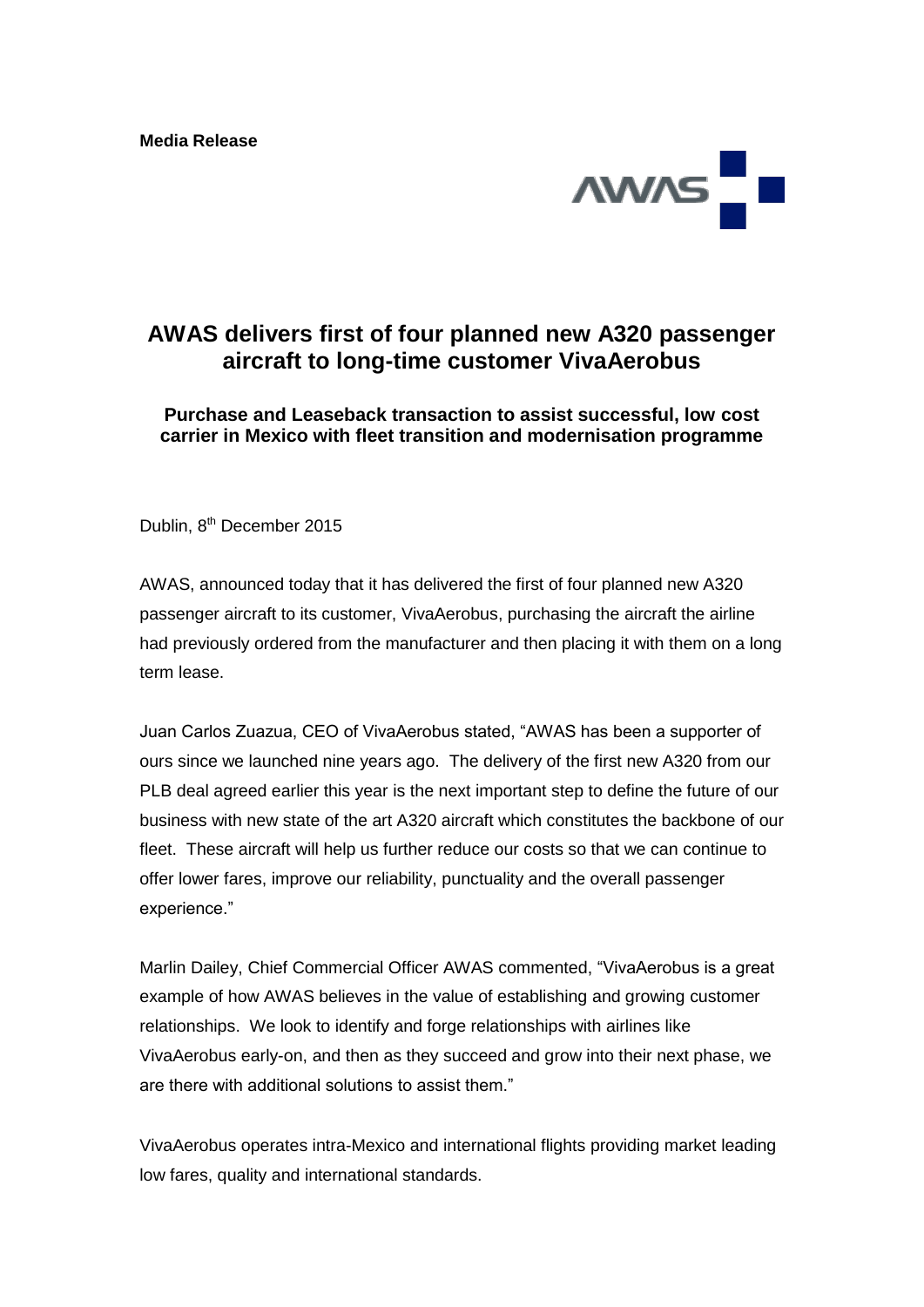**Media Release**

# AWAS delivers first of four planned new A320 passenger aircraft to long-time customer VivaAerobus

## Purchase and Leaseback transaction to assist successful, low cost carrier in Mexico with fleet transition and modernisation programme

Dublin, 8th December 2015

AWAS, announced today that it has delivered the first of four planned new A320 passenger aircraft to its customer, VivaAerobus, purchasing the aircraft the airline had previously ordered from the manufacturer and then placing it with them on a long term lease.

Juan Carlos Zuazua, CEO of VivaAerobus stated, "AWAS has been a supporter of ours since we launched nine years ago. The delivery of the first new A320 from our PLB deal agreed earlier this year is the next important step to define the future of our business with new state of the art A320 aircraft which constitutes the backbone of our fleet. These aircraft will help us further reduce our costs so that we can continue to offer lower fares, improve our reliability, punctuality and the overall passenger experience."

Marlin Dailey, Chief Commercial Officer AWAS commented, "VivaAerobus is a great example of how AWAS believes in the value of establishing and growing customer relationships. We look to identify and forge relationships with airlines like VivaAerobus early-on, and then as they succeed and grow into their next phase, we are there with additional solutions to assist them."

VivaAerobus operates intra-Mexico and international flights providing market leading low fares, quality and international standards.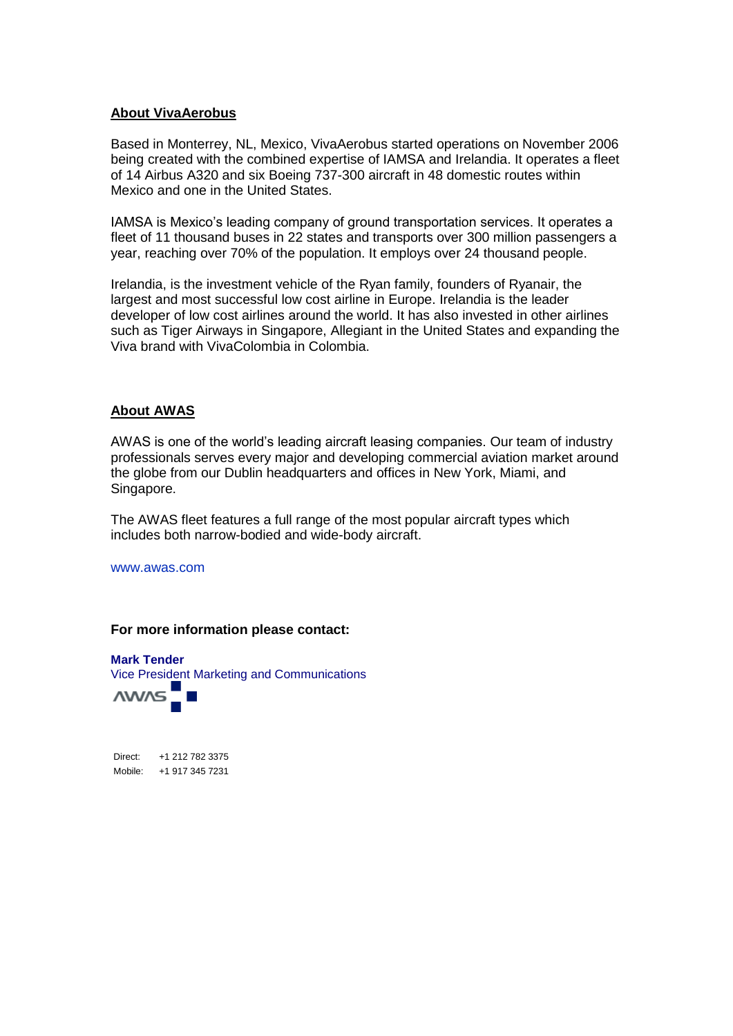## About VivaAerobus

Based in Monterrey, NL, Mexico, VivaAerobus started operations on November 2006 being created with the combined expertise of IAMSA and Irelandia. It operates a fleet of 14 Airbus A320 and six Boeing 737-300 aircraft in 48 domestic routes within Mexico and one in the United States.

IAMSA is Mexico's leading company of ground transportation services. It operates a fleet of 11 thousand buses in 22 states and transports over 300 million passengers a year, reaching over 70% of the population. It employs over 24 thousand people.

Irelandia, is the investment vehicle of the Ryan family, founders of Ryanair, the largest and most successful low cost airline in Europe. Irelandia is the leader developer of low cost airlines around the world. It has also invested in other airlines such as Tiger Airways in Singapore, Allegiant in the United States and expanding the Viva brand with VivaColombia in Colombia.

## About AWAS

AWAS is one of the world's leading aircraft leasing companies. Our team of industry professionals serves every major and developing commercial aviation market around the globe from our Dublin headquarters and offices in New York, Miami, and Singapore.

The AWAS fleet features a full range of the most popular aircraft types which includes both narrow-bodied and wide-body aircraft.

www.awas.com

**For more information please contact:**

**Mark Tender**
Vice President Marketing and Communications
AWAS

Direct: +1 212 782 3375
Mobile: +1 917 345 7231